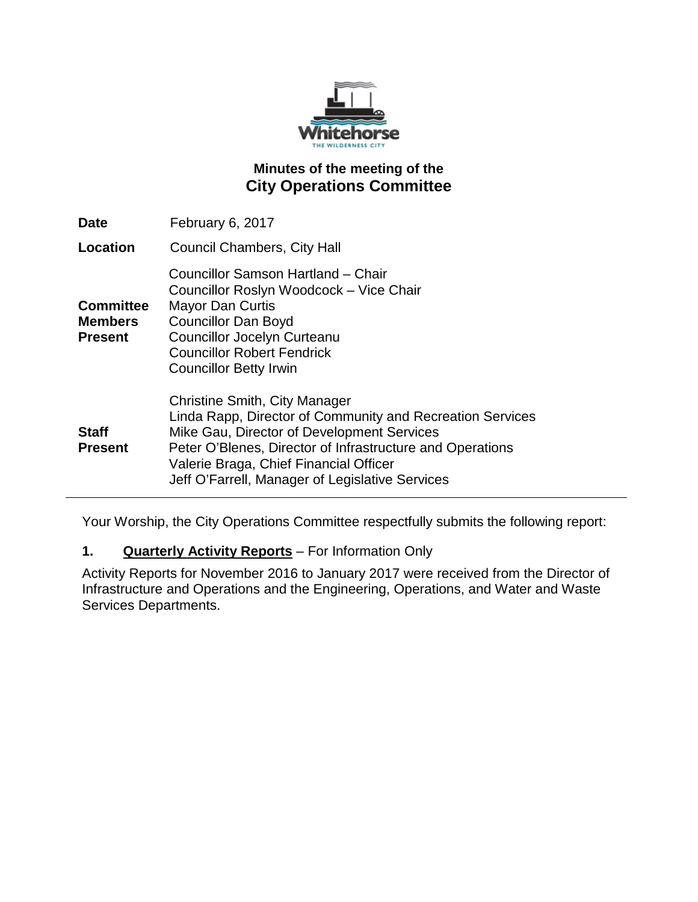Whitehorse
THE WILDERNESS CITY

# Minutes of the meeting of the
# City Operations Committee

| | |
|---|---|
| **Date** | February 6, 2017 |
| **Location** | Council Chambers, City Hall |
| **Committee Members Present** | Councillor Samson Hartland – Chair<br>Councillor Roslyn Woodcock – Vice Chair<br>Mayor Dan Curtis<br>Councillor Dan Boyd<br>Councillor Jocelyn Curteanu<br>Councillor Robert Fendrick<br>Councillor Betty Irwin |
| **Staff Present** | Christine Smith, City Manager<br>Linda Rapp, Director of Community and Recreation Services<br>Mike Gau, Director of Development Services<br>Peter O'Blenes, Director of Infrastructure and Operations<br>Valerie Braga, Chief Financial Officer<br>Jeff O'Farrell, Manager of Legislative Services |

Your Worship, the City Operations Committee respectfully submits the following report:

**1. Quarterly Activity Reports** – For Information Only

Activity Reports for November 2016 to January 2017 were received from the Director of Infrastructure and Operations and the Engineering, Operations, and Water and Waste Services Departments.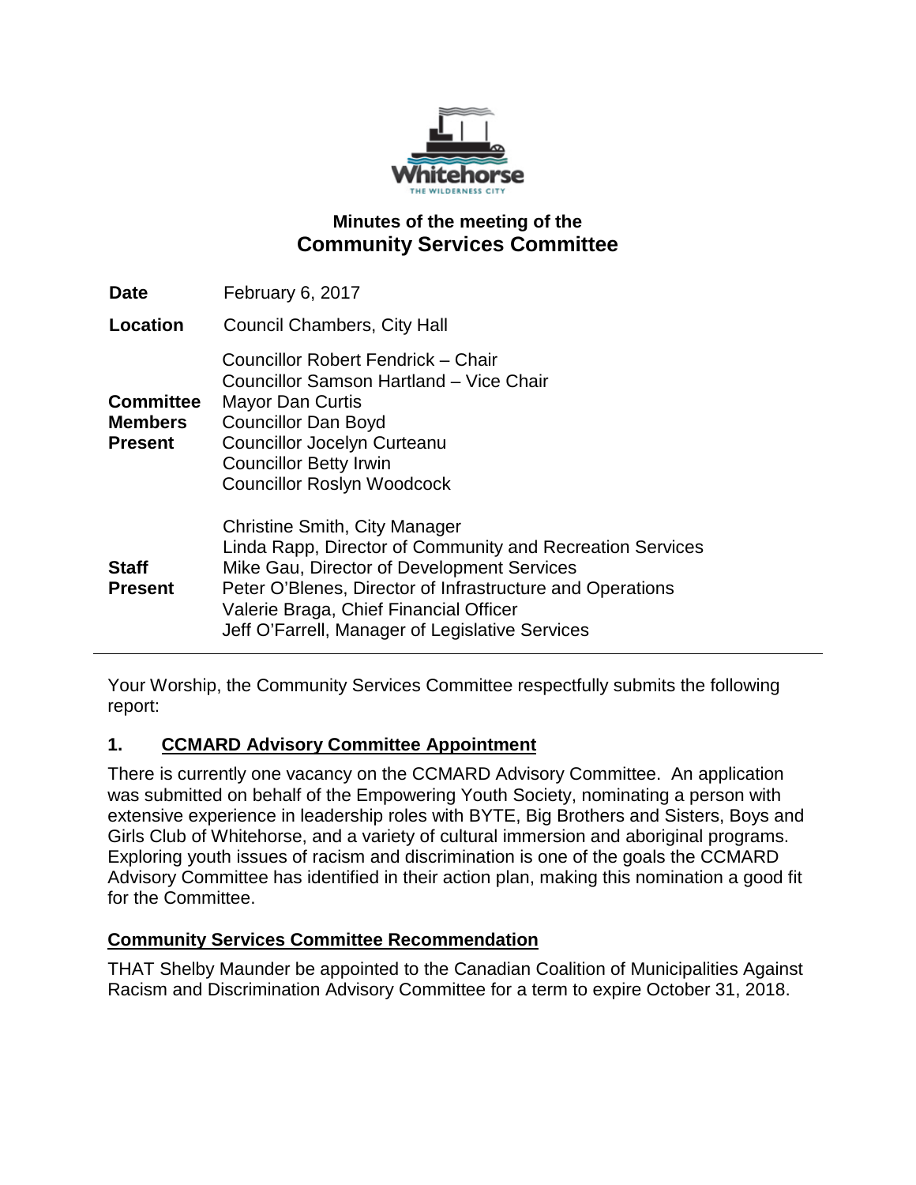## Minutes of the meeting of the
# Community Services Committee

| | |
|---|---|
| **Date** | February 6, 2017 |
| **Location** | Council Chambers, City Hall |
| **Committee Members Present** | Councillor Robert Fendrick – Chair<br>Councillor Samson Hartland – Vice Chair<br>Mayor Dan Curtis<br>Councillor Dan Boyd<br>Councillor Jocelyn Curteanu<br>Councillor Betty Irwin<br>Councillor Roslyn Woodcock |
| **Staff Present** | Christine Smith, City Manager<br>Linda Rapp, Director of Community and Recreation Services<br>Mike Gau, Director of Development Services<br>Peter O'Blenes, Director of Infrastructure and Operations<br>Valerie Braga, Chief Financial Officer<br>Jeff O'Farrell, Manager of Legislative Services |

---

Your Worship, the Community Services Committee respectfully submits the following report:

### 1. CCMARD Advisory Committee Appointment

There is currently one vacancy on the CCMARD Advisory Committee. An application was submitted on behalf of the Empowering Youth Society, nominating a person with extensive experience in leadership roles with BYTE, Big Brothers and Sisters, Boys and Girls Club of Whitehorse, and a variety of cultural immersion and aboriginal programs. Exploring youth issues of racism and discrimination is one of the goals the CCMARD Advisory Committee has identified in their action plan, making this nomination a good fit for the Committee.

**Community Services Committee Recommendation**

THAT Shelby Maunder be appointed to the Canadian Coalition of Municipalities Against Racism and Discrimination Advisory Committee for a term to expire October 31, 2018.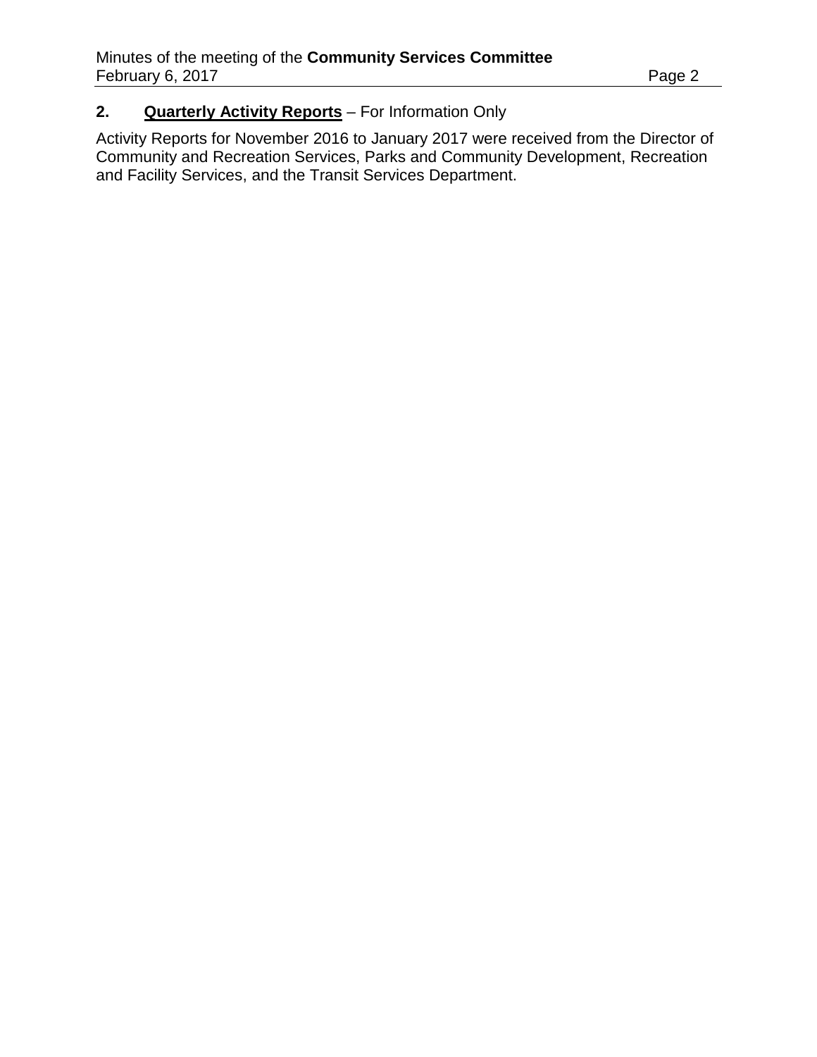## 2. **Quarterly Activity Reports** – For Information Only

Activity Reports for November 2016 to January 2017 were received from the Director of Community and Recreation Services, Parks and Community Development, Recreation and Facility Services, and the Transit Services Department.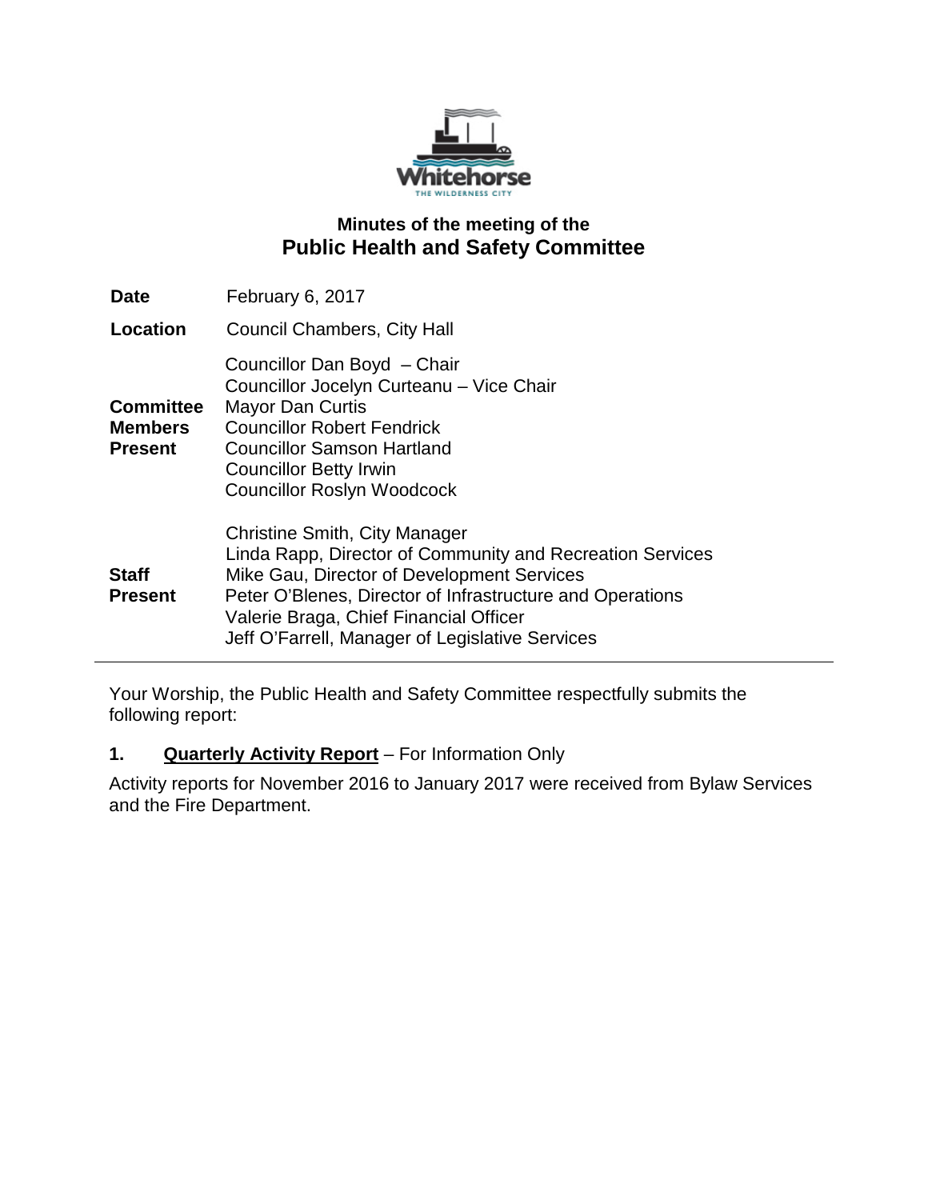## Minutes of the meeting of the
# Public Health and Safety Committee

| | |
|---|---|
| **Date** | February 6, 2017 |
| **Location** | Council Chambers, City Hall |
| **Committee Members Present** | Councillor Dan Boyd – Chair<br>Councillor Jocelyn Curteanu – Vice Chair<br>Mayor Dan Curtis<br>Councillor Robert Fendrick<br>Councillor Samson Hartland<br>Councillor Betty Irwin<br>Councillor Roslyn Woodcock |
| **Staff Present** | Christine Smith, City Manager<br>Linda Rapp, Director of Community and Recreation Services<br>Mike Gau, Director of Development Services<br>Peter O'Blenes, Director of Infrastructure and Operations<br>Valerie Braga, Chief Financial Officer<br>Jeff O'Farrell, Manager of Legislative Services |

---

Your Worship, the Public Health and Safety Committee respectfully submits the following report:

**1. Quarterly Activity Report** – For Information Only

Activity reports for November 2016 to January 2017 were received from Bylaw Services and the Fire Department.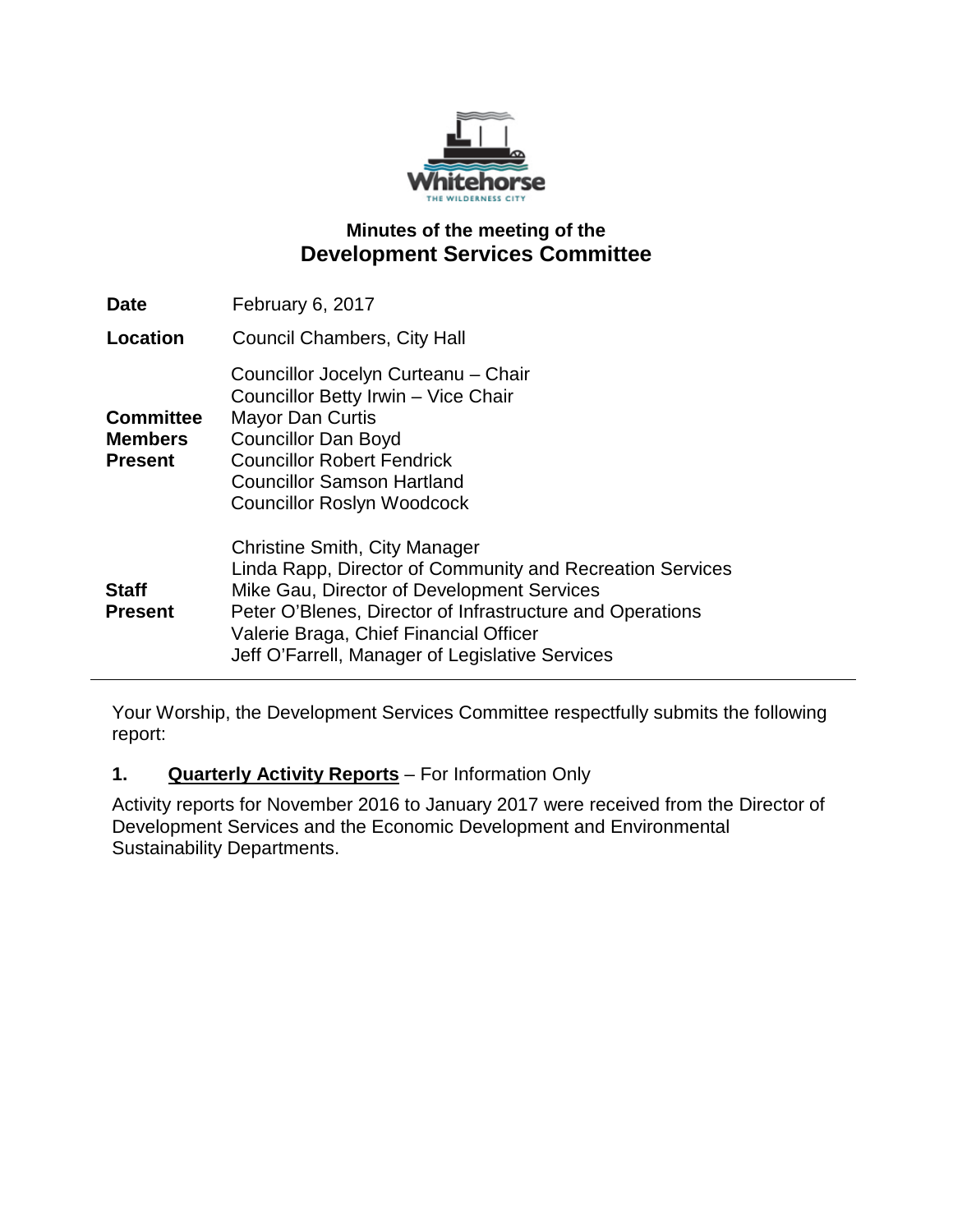## Minutes of the meeting of the

# Development Services Committee

| | |
|---|---|
| **Date** | February 6, 2017 |
| **Location** | Council Chambers, City Hall |
| **Committee Members Present** | Councillor Jocelyn Curteanu – Chair<br>Councillor Betty Irwin – Vice Chair<br>Mayor Dan Curtis<br>Councillor Dan Boyd<br>Councillor Robert Fendrick<br>Councillor Samson Hartland<br>Councillor Roslyn Woodcock |
| **Staff Present** | Christine Smith, City Manager<br>Linda Rapp, Director of Community and Recreation Services<br>Mike Gau, Director of Development Services<br>Peter O'Blenes, Director of Infrastructure and Operations<br>Valerie Braga, Chief Financial Officer<br>Jeff O'Farrell, Manager of Legislative Services |

Your Worship, the Development Services Committee respectfully submits the following report:

**1. <u>Quarterly Activity Reports</u>** – For Information Only

Activity reports for November 2016 to January 2017 were received from the Director of Development Services and the Economic Development and Environmental Sustainability Departments.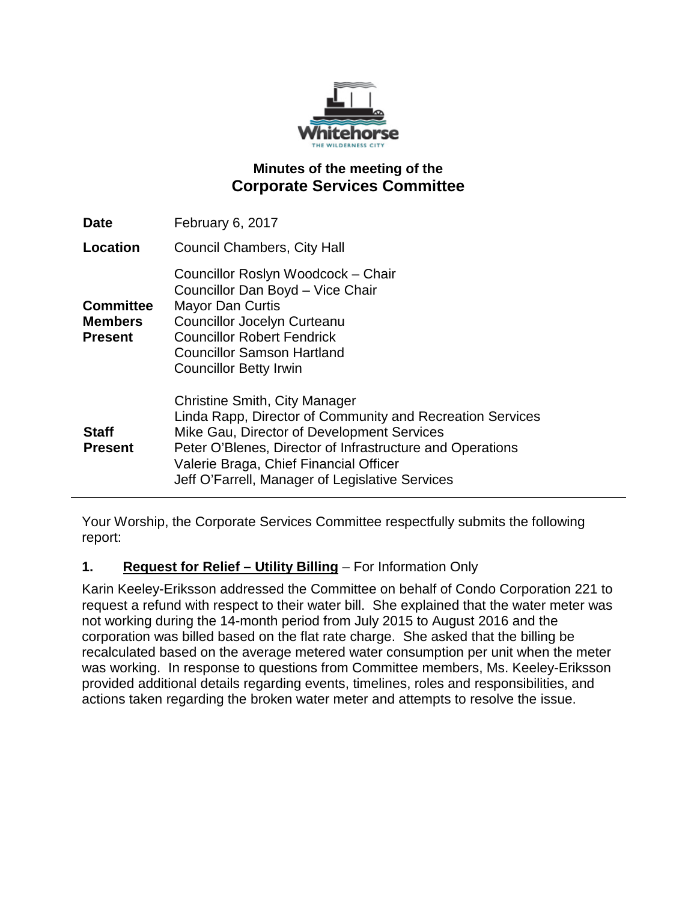## Minutes of the meeting of the
# Corporate Services Committee

| | |
|---|---|
| **Date** | February 6, 2017 |
| **Location** | Council Chambers, City Hall |
| **Committee Members Present** | Councillor Roslyn Woodcock – Chair<br>Councillor Dan Boyd – Vice Chair<br>Mayor Dan Curtis<br>Councillor Jocelyn Curteanu<br>Councillor Robert Fendrick<br>Councillor Samson Hartland<br>Councillor Betty Irwin |
| **Staff Present** | Christine Smith, City Manager<br>Linda Rapp, Director of Community and Recreation Services<br>Mike Gau, Director of Development Services<br>Peter O'Blenes, Director of Infrastructure and Operations<br>Valerie Braga, Chief Financial Officer<br>Jeff O'Farrell, Manager of Legislative Services |

---

Your Worship, the Corporate Services Committee respectfully submits the following report:

**1. Request for Relief – Utility Billing** – For Information Only

Karin Keeley-Eriksson addressed the Committee on behalf of Condo Corporation 221 to request a refund with respect to their water bill. She explained that the water meter was not working during the 14-month period from July 2015 to August 2016 and the corporation was billed based on the flat rate charge. She asked that the billing be recalculated based on the average metered water consumption per unit when the meter was working. In response to questions from Committee members, Ms. Keeley-Eriksson provided additional details regarding events, timelines, roles and responsibilities, and actions taken regarding the broken water meter and attempts to resolve the issue.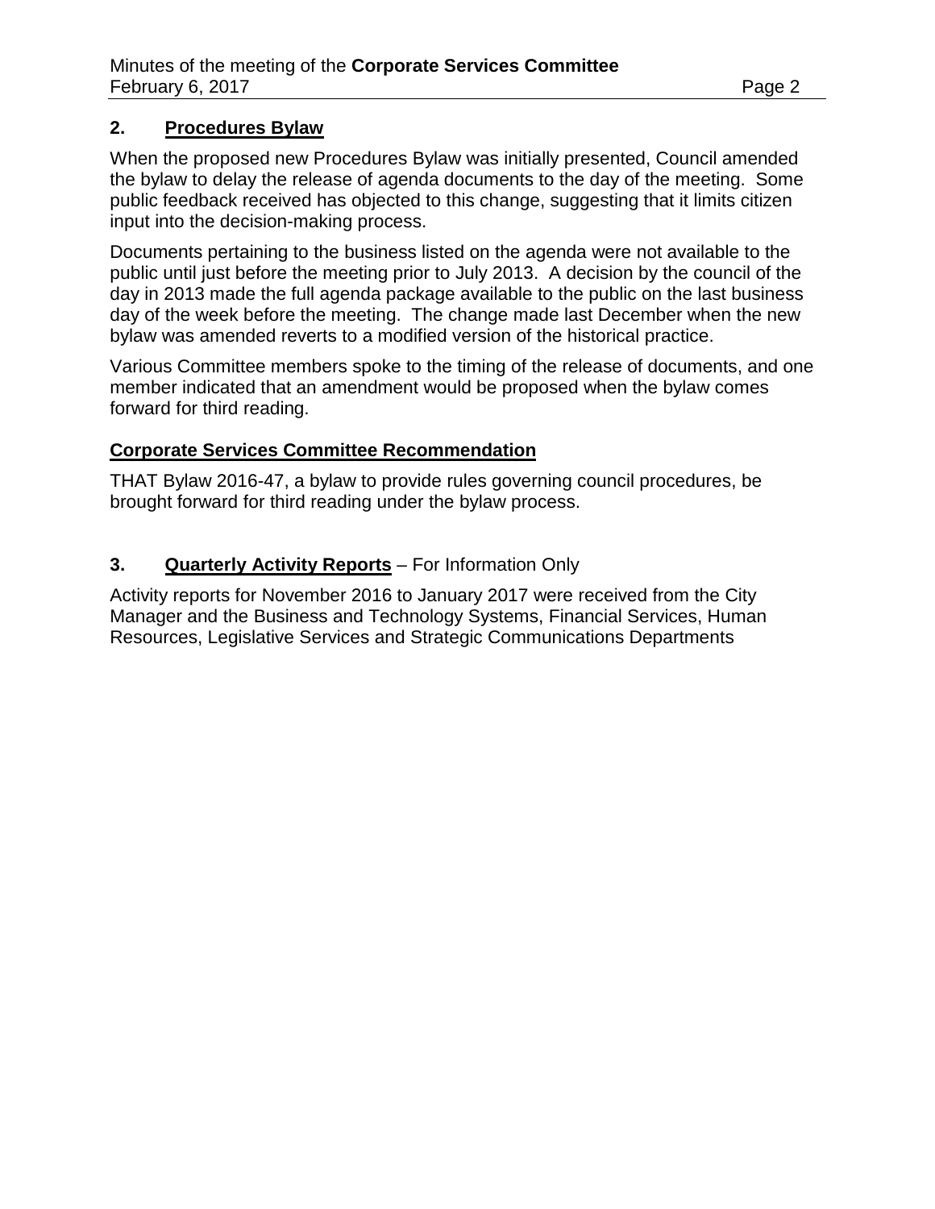## 2. **Procedures Bylaw**

When the proposed new Procedures Bylaw was initially presented, Council amended the bylaw to delay the release of agenda documents to the day of the meeting. Some public feedback received has objected to this change, suggesting that it limits citizen input into the decision-making process.

Documents pertaining to the business listed on the agenda were not available to the public until just before the meeting prior to July 2013. A decision by the council of the day in 2013 made the full agenda package available to the public on the last business day of the week before the meeting. The change made last December when the new bylaw was amended reverts to a modified version of the historical practice.

Various Committee members spoke to the timing of the release of documents, and one member indicated that an amendment would be proposed when the bylaw comes forward for third reading.

**Corporate Services Committee Recommendation**

THAT Bylaw 2016-47, a bylaw to provide rules governing council procedures, be brought forward for third reading under the bylaw process.

## 3. **Quarterly Activity Reports** – For Information Only

Activity reports for November 2016 to January 2017 were received from the City Manager and the Business and Technology Systems, Financial Services, Human Resources, Legislative Services and Strategic Communications Departments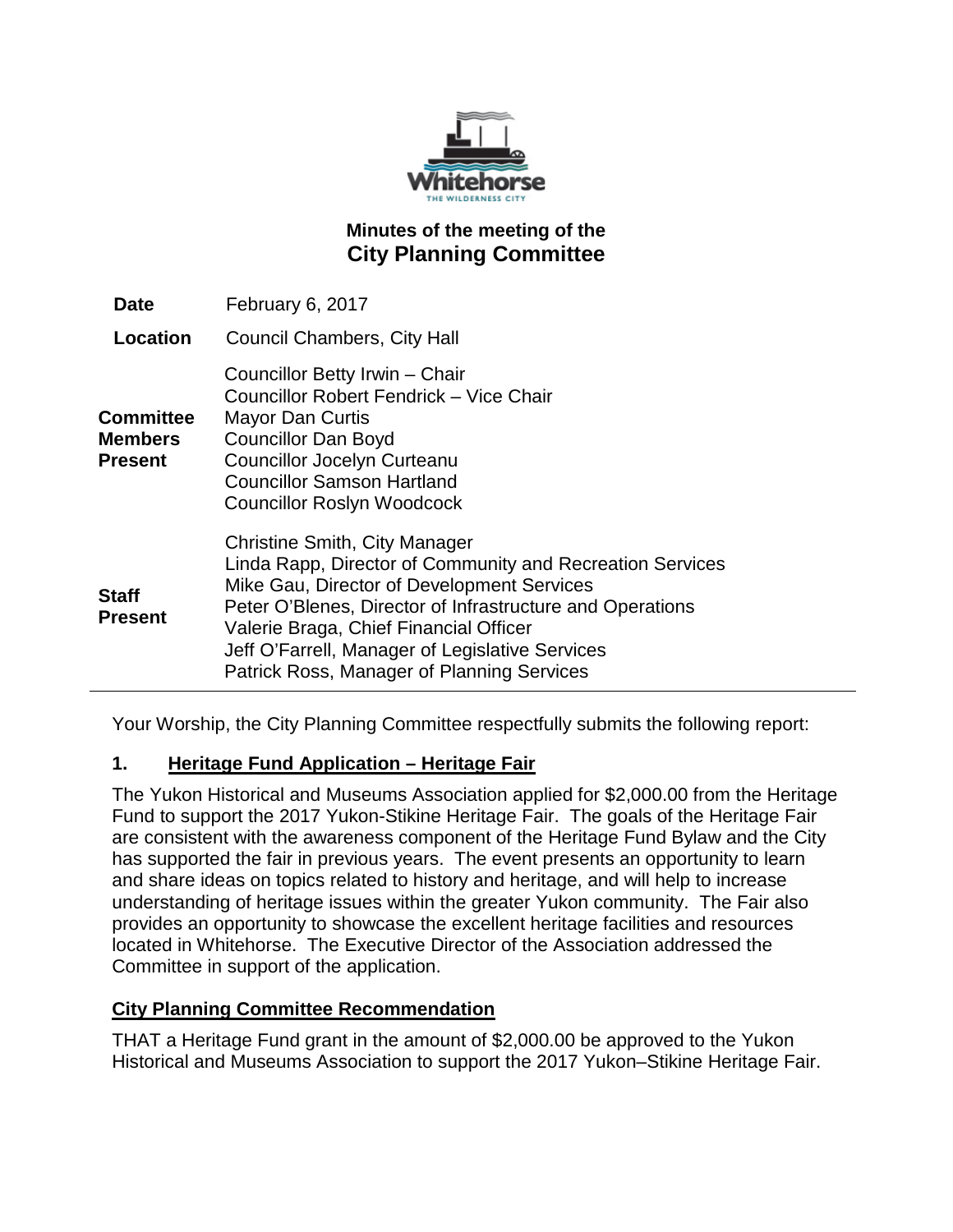## Minutes of the meeting of the
# City Planning Committee

| | |
|---|---|
| **Date** | February 6, 2017 |
| **Location** | Council Chambers, City Hall |
| **Committee Members Present** | Councillor Betty Irwin – Chair<br>Councillor Robert Fendrick – Vice Chair<br>Mayor Dan Curtis<br>Councillor Dan Boyd<br>Councillor Jocelyn Curteanu<br>Councillor Samson Hartland<br>Councillor Roslyn Woodcock |
| **Staff Present** | Christine Smith, City Manager<br>Linda Rapp, Director of Community and Recreation Services<br>Mike Gau, Director of Development Services<br>Peter O'Blenes, Director of Infrastructure and Operations<br>Valerie Braga, Chief Financial Officer<br>Jeff O'Farrell, Manager of Legislative Services<br>Patrick Ross, Manager of Planning Services |

Your Worship, the City Planning Committee respectfully submits the following report:

### 1. Heritage Fund Application – Heritage Fair

The Yukon Historical and Museums Association applied for $2,000.00 from the Heritage Fund to support the 2017 Yukon-Stikine Heritage Fair. The goals of the Heritage Fair are consistent with the awareness component of the Heritage Fund Bylaw and the City has supported the fair in previous years. The event presents an opportunity to learn and share ideas on topics related to history and heritage, and will help to increase understanding of heritage issues within the greater Yukon community. The Fair also provides an opportunity to showcase the excellent heritage facilities and resources located in Whitehorse. The Executive Director of the Association addressed the Committee in support of the application.

**City Planning Committee Recommendation**

THAT a Heritage Fund grant in the amount of $2,000.00 be approved to the Yukon Historical and Museums Association to support the 2017 Yukon–Stikine Heritage Fair.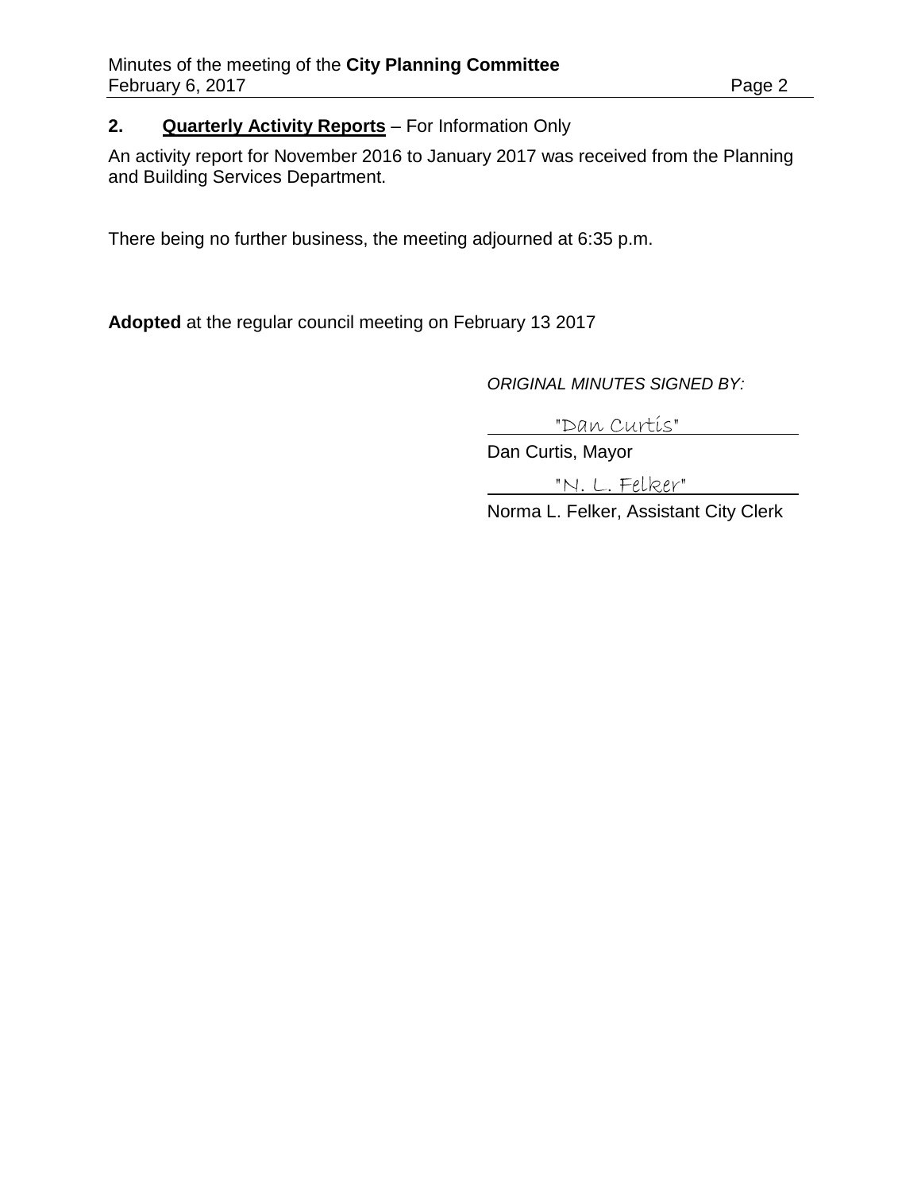**2. Quarterly Activity Reports** – For Information Only

An activity report for November 2016 to January 2017 was received from the Planning and Building Services Department.

There being no further business, the meeting adjourned at 6:35 p.m.

**Adopted** at the regular council meeting on February 13 2017

*ORIGINAL MINUTES SIGNED BY:*

"Dan Curtis"

Dan Curtis, Mayor

"N. L. Felker"

Norma L. Felker, Assistant City Clerk